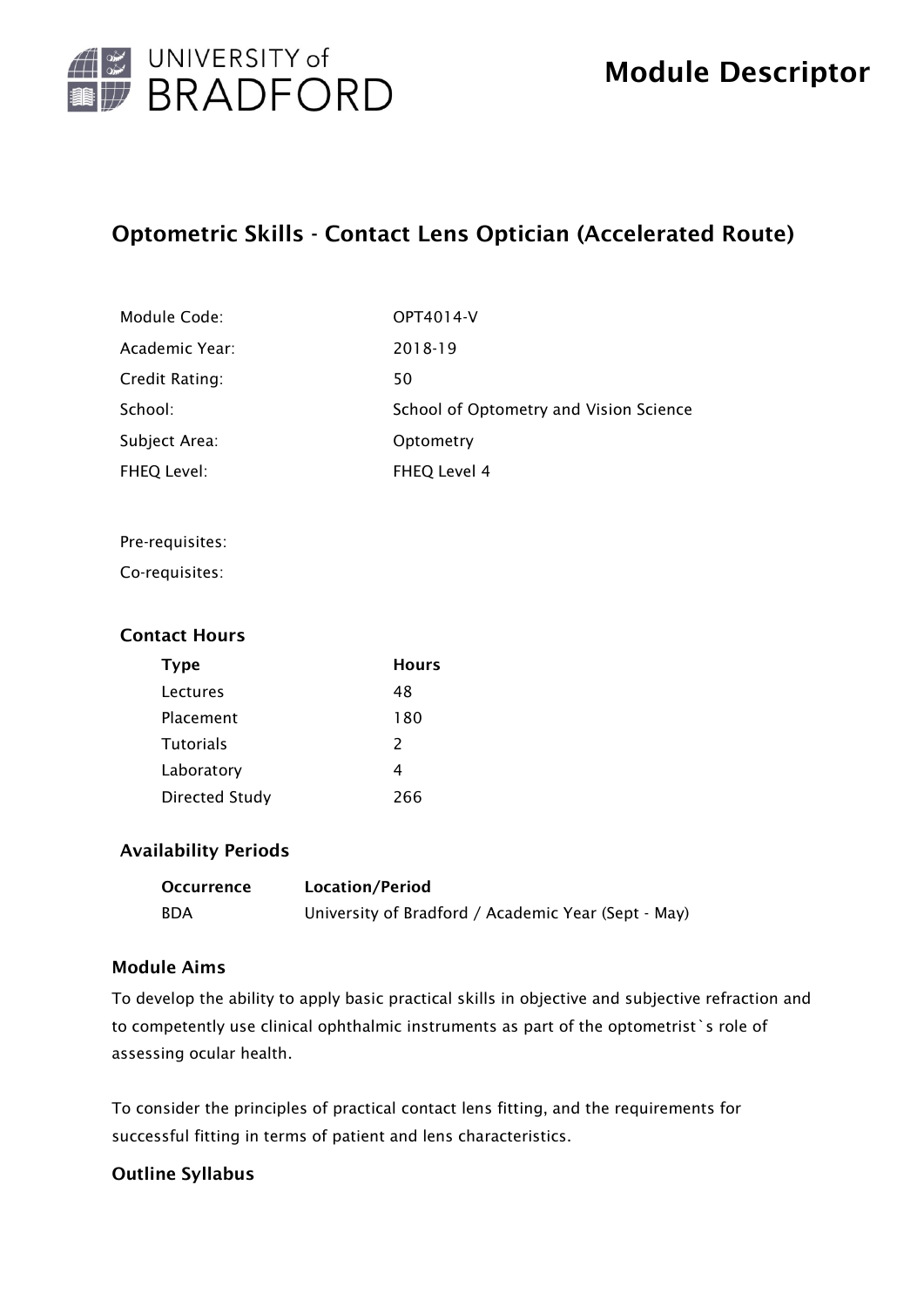# Optometric Skills - Contact Lens Optician (Accelerated Route)

| | |
|---|---|
| Module Code: | OPT4014-V |
| Academic Year: | 2018-19 |
| Credit Rating: | 50 |
| School: | School of Optometry and Vision Science |
| Subject Area: | Optometry |
| FHEQ Level: | FHEQ Level 4 |

Pre-requisites:

Co-requisites:

### Contact Hours

| Type | Hours |
|---|---|
| Lectures | 48 |
| Placement | 180 |
| Tutorials | 2 |
| Laboratory | 4 |
| Directed Study | 266 |

### Availability Periods

| Occurrence | Location/Period |
|---|---|
| BDA | University of Bradford / Academic Year (Sept - May) |

### Module Aims

To develop the ability to apply basic practical skills in objective and subjective refraction and to competently use clinical ophthalmic instruments as part of the optometrist`s role of assessing ocular health.

To consider the principles of practical contact lens fitting, and the requirements for successful fitting in terms of patient and lens characteristics.

### Outline Syllabus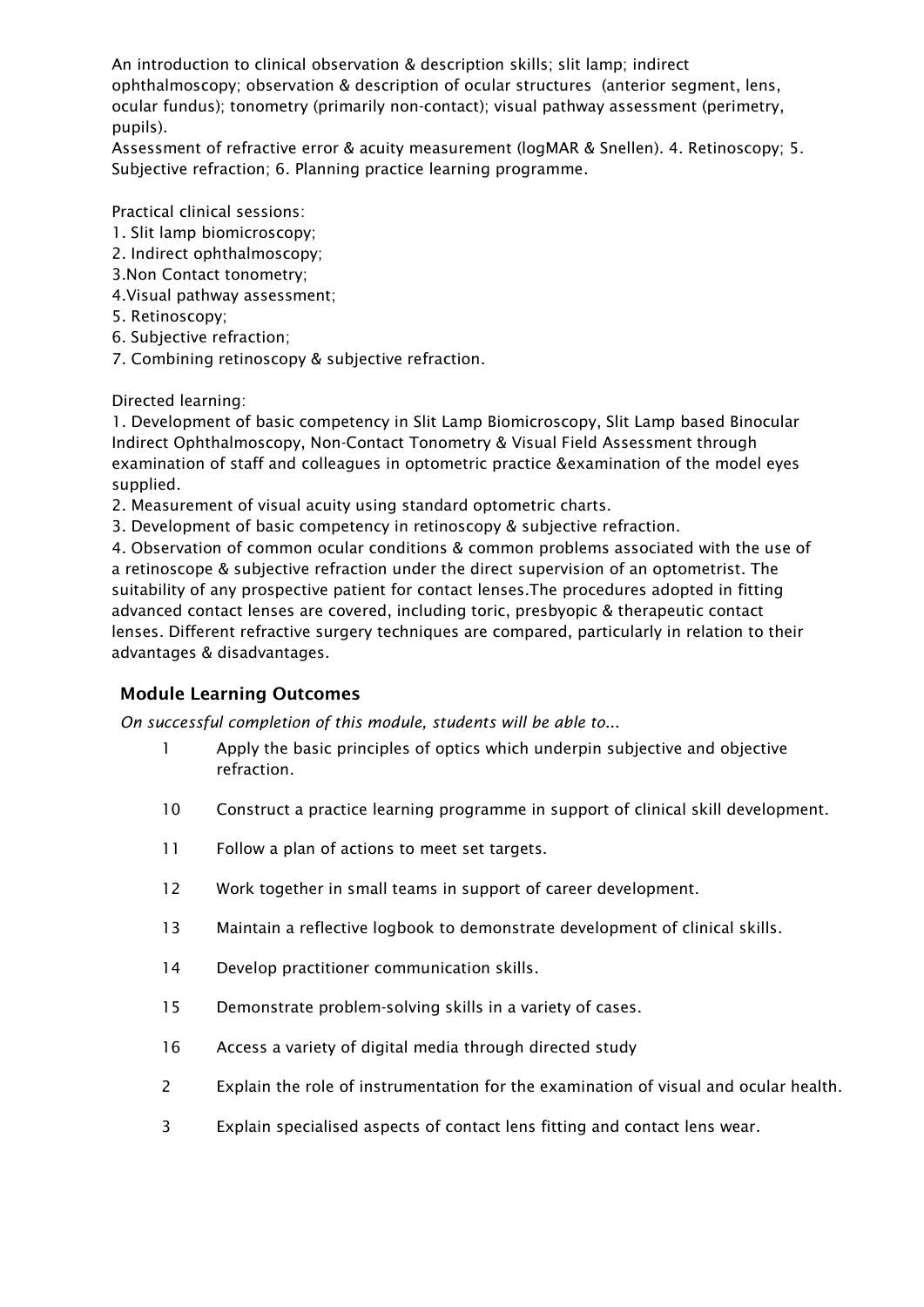An introduction to clinical observation & description skills; slit lamp; indirect ophthalmoscopy; observation & description of ocular structures (anterior segment, lens, ocular fundus); tonometry (primarily non-contact); visual pathway assessment (perimetry, pupils).
Assessment of refractive error & acuity measurement (logMAR & Snellen). 4. Retinoscopy; 5. Subjective refraction; 6. Planning practice learning programme.

Practical clinical sessions:
1. Slit lamp biomicroscopy;
2. Indirect ophthalmoscopy;
3.Non Contact tonometry;
4.Visual pathway assessment;
5. Retinoscopy;
6. Subjective refraction;
7. Combining retinoscopy & subjective refraction.

Directed learning:
1. Development of basic competency in Slit Lamp Biomicroscopy, Slit Lamp based Binocular Indirect Ophthalmoscopy, Non-Contact Tonometry & Visual Field Assessment through examination of staff and colleagues in optometric practice &examination of the model eyes supplied.
2. Measurement of visual acuity using standard optometric charts.
3. Development of basic competency in retinoscopy & subjective refraction.
4. Observation of common ocular conditions & common problems associated with the use of a retinoscope & subjective refraction under the direct supervision of an optometrist. The suitability of any prospective patient for contact lenses.The procedures adopted in fitting advanced contact lenses are covered, including toric, presbyopic & therapeutic contact lenses. Different refractive surgery techniques are compared, particularly in relation to their advantages & disadvantages.

## Module Learning Outcomes

*On successful completion of this module, students will be able to...*

| | |
|---|---|
| 1 | Apply the basic principles of optics which underpin subjective and objective refraction. |
| 10 | Construct a practice learning programme in support of clinical skill development. |
| 11 | Follow a plan of actions to meet set targets. |
| 12 | Work together in small teams in support of career development. |
| 13 | Maintain a reflective logbook to demonstrate development of clinical skills. |
| 14 | Develop practitioner communication skills. |
| 15 | Demonstrate problem-solving skills in a variety of cases. |
| 16 | Access a variety of digital media through directed study |
| 2 | Explain the role of instrumentation for the examination of visual and ocular health. |
| 3 | Explain specialised aspects of contact lens fitting and contact lens wear. |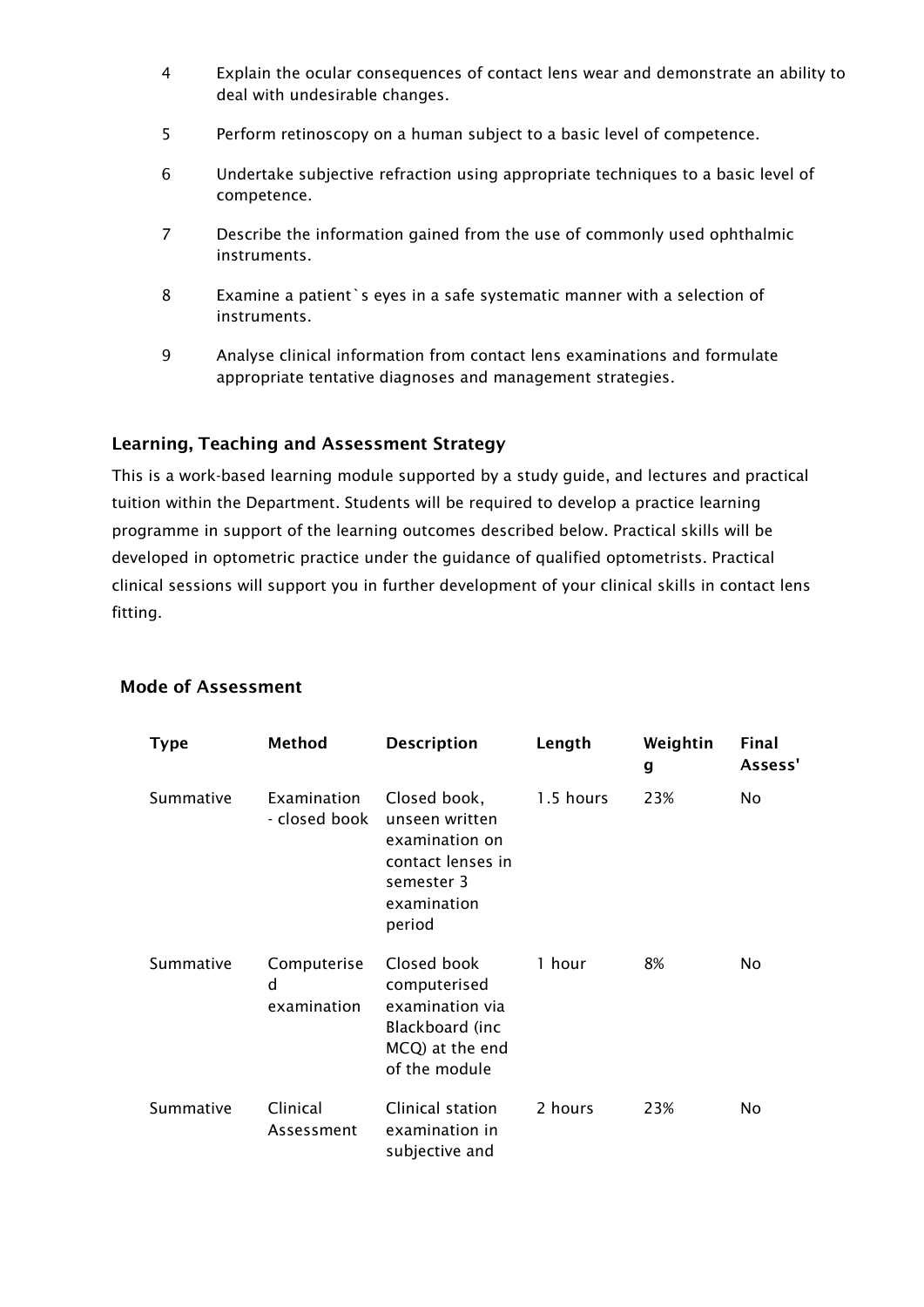4. Explain the ocular consequences of contact lens wear and demonstrate an ability to deal with undesirable changes.
5. Perform retinoscopy on a human subject to a basic level of competence.
6. Undertake subjective refraction using appropriate techniques to a basic level of competence.
7. Describe the information gained from the use of commonly used ophthalmic instruments.
8. Examine a patient`s eyes in a safe systematic manner with a selection of instruments.
9. Analyse clinical information from contact lens examinations and formulate appropriate tentative diagnoses and management strategies.

### Learning, Teaching and Assessment Strategy

This is a work-based learning module supported by a study guide, and lectures and practical tuition within the Department. Students will be required to develop a practice learning programme in support of the learning outcomes described below. Practical skills will be developed in optometric practice under the guidance of qualified optometrists. Practical clinical sessions will support you in further development of your clinical skills in contact lens fitting.

### Mode of Assessment

| Type | Method | Description | Length | Weighting | Final Assess' |
| --- | --- | --- | --- | --- | --- |
| Summative | Examination - closed book | Closed book, unseen written examination on contact lenses in semester 3 examination period | 1.5 hours | 23% | No |
| Summative | Computerised examination | Closed book computerised examination via Blackboard (inc MCQ) at the end of the module | 1 hour | 8% | No |
| Summative | Clinical Assessment | Clinical station examination in subjective and | 2 hours | 23% | No |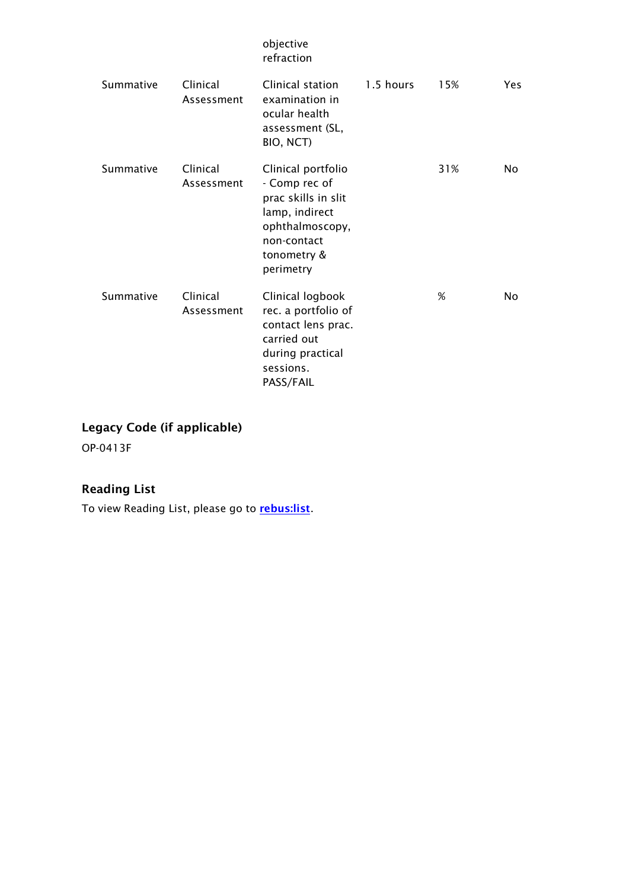| | | | | | |
|---|---|---|---|---|---|
| | | objective refraction | | | |
| Summative | Clinical Assessment | Clinical station examination in ocular health assessment (SL, BIO, NCT) | 1.5 hours | 15% | Yes |
| Summative | Clinical Assessment | Clinical portfolio - Comp rec of prac skills in slit lamp, indirect ophthalmoscopy, non-contact tonometry & perimetry | | 31% | No |
| Summative | Clinical Assessment | Clinical logbook rec. a portfolio of contact lens prac. carried out during practical sessions. PASS/FAIL | | % | No |

### Legacy Code (if applicable)

OP-0413F

### Reading List

To view Reading List, please go to **rebus:list**.